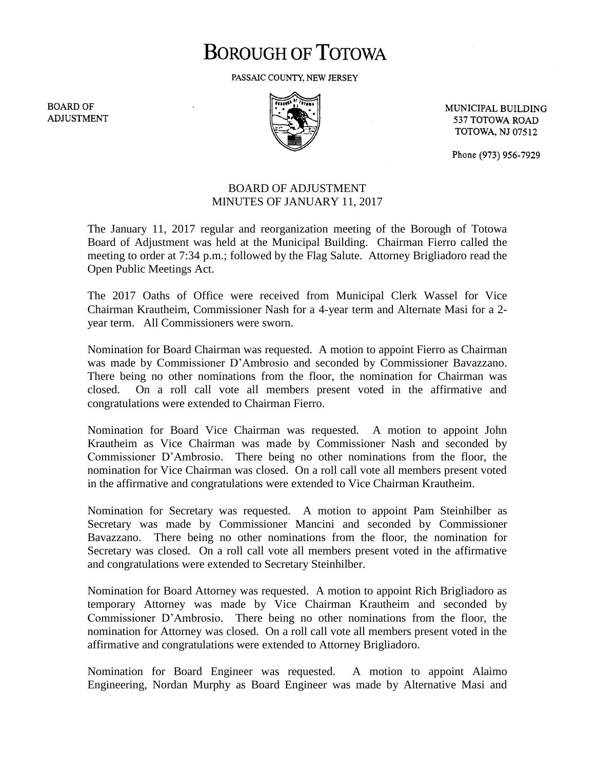# BOROUGH OF TOTOWA

PASSAIC COUNTY, NEW JERSEY

BOARD OF ADJUSTMENT

MUNICIPAL BUILDING
537 TOTOWA ROAD
TOTOWA, NJ 07512

Phone (973) 956-7929

## BOARD OF ADJUSTMENT
## MINUTES OF JANUARY 11, 2017

The January 11, 2017 regular and reorganization meeting of the Borough of Totowa Board of Adjustment was held at the Municipal Building. Chairman Fierro called the meeting to order at 7:34 p.m.; followed by the Flag Salute. Attorney Brigliadoro read the Open Public Meetings Act.

The 2017 Oaths of Office were received from Municipal Clerk Wassel for Vice Chairman Krautheim, Commissioner Nash for a 4-year term and Alternate Masi for a 2-year term. All Commissioners were sworn.

Nomination for Board Chairman was requested. A motion to appoint Fierro as Chairman was made by Commissioner D'Ambrosio and seconded by Commissioner Bavazzano. There being no other nominations from the floor, the nomination for Chairman was closed. On a roll call vote all members present voted in the affirmative and congratulations were extended to Chairman Fierro.

Nomination for Board Vice Chairman was requested. A motion to appoint John Krautheim as Vice Chairman was made by Commissioner Nash and seconded by Commissioner D'Ambrosio. There being no other nominations from the floor, the nomination for Vice Chairman was closed. On a roll call vote all members present voted in the affirmative and congratulations were extended to Vice Chairman Krautheim.

Nomination for Secretary was requested. A motion to appoint Pam Steinhilber as Secretary was made by Commissioner Mancini and seconded by Commissioner Bavazzano. There being no other nominations from the floor, the nomination for Secretary was closed. On a roll call vote all members present voted in the affirmative and congratulations were extended to Secretary Steinhilber.

Nomination for Board Attorney was requested. A motion to appoint Rich Brigliadoro as temporary Attorney was made by Vice Chairman Krautheim and seconded by Commissioner D'Ambrosio. There being no other nominations from the floor, the nomination for Attorney was closed. On a roll call vote all members present voted in the affirmative and congratulations were extended to Attorney Brigliadoro.

Nomination for Board Engineer was requested. A motion to appoint Alaimo Engineering, Nordan Murphy as Board Engineer was made by Alternative Masi and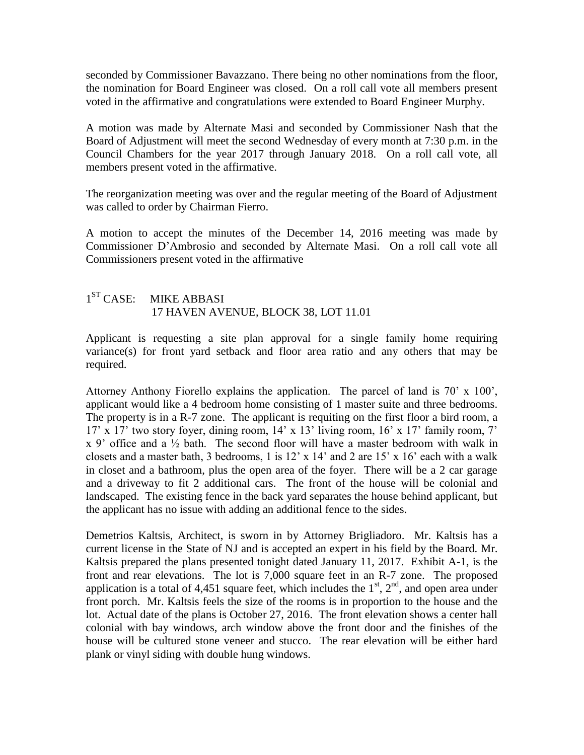seconded by Commissioner Bavazzano. There being no other nominations from the floor, the nomination for Board Engineer was closed. On a roll call vote all members present voted in the affirmative and congratulations were extended to Board Engineer Murphy.

A motion was made by Alternate Masi and seconded by Commissioner Nash that the Board of Adjustment will meet the second Wednesday of every month at 7:30 p.m. in the Council Chambers for the year 2017 through January 2018. On a roll call vote, all members present voted in the affirmative.

The reorganization meeting was over and the regular meeting of the Board of Adjustment was called to order by Chairman Fierro.

A motion to accept the minutes of the December 14, 2016 meeting was made by Commissioner D'Ambrosio and seconded by Alternate Masi. On a roll call vote all Commissioners present voted in the affirmative

1ST CASE: MIKE ABBASI
17 HAVEN AVENUE, BLOCK 38, LOT 11.01

Applicant is requesting a site plan approval for a single family home requiring variance(s) for front yard setback and floor area ratio and any others that may be required.

Attorney Anthony Fiorello explains the application. The parcel of land is 70' x 100', applicant would like a 4 bedroom home consisting of 1 master suite and three bedrooms. The property is in a R-7 zone. The applicant is requiting on the first floor a bird room, a 17' x 17' two story foyer, dining room, 14' x 13' living room, 16' x 17' family room, 7' x 9' office and a ½ bath. The second floor will have a master bedroom with walk in closets and a master bath, 3 bedrooms, 1 is 12' x 14' and 2 are 15' x 16' each with a walk in closet and a bathroom, plus the open area of the foyer. There will be a 2 car garage and a driveway to fit 2 additional cars. The front of the house will be colonial and landscaped. The existing fence in the back yard separates the house behind applicant, but the applicant has no issue with adding an additional fence to the sides.

Demetrios Kaltsis, Architect, is sworn in by Attorney Brigliadoro. Mr. Kaltsis has a current license in the State of NJ and is accepted an expert in his field by the Board. Mr. Kaltsis prepared the plans presented tonight dated January 11, 2017. Exhibit A-1, is the front and rear elevations. The lot is 7,000 square feet in an R-7 zone. The proposed application is a total of 4,451 square feet, which includes the 1st, 2nd, and open area under front porch. Mr. Kaltsis feels the size of the rooms is in proportion to the house and the lot. Actual date of the plans is October 27, 2016. The front elevation shows a center hall colonial with bay windows, arch window above the front door and the finishes of the house will be cultured stone veneer and stucco. The rear elevation will be either hard plank or vinyl siding with double hung windows.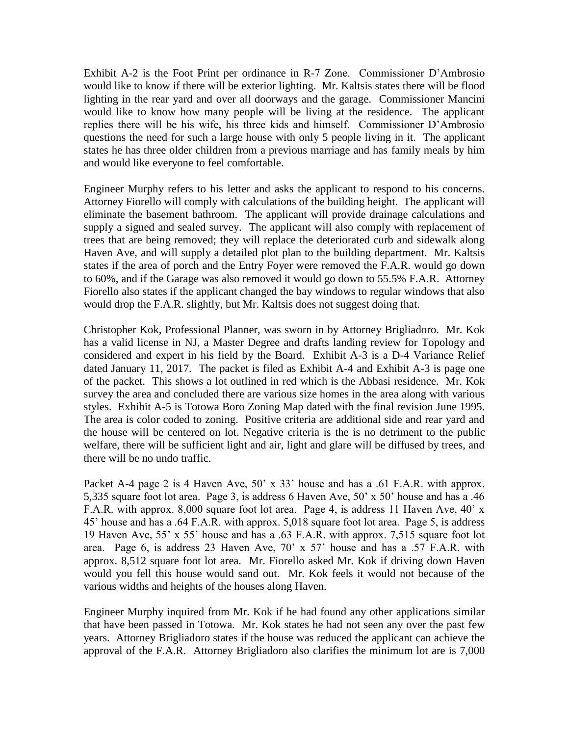Exhibit A-2 is the Foot Print per ordinance in R-7 Zone. Commissioner D'Ambrosio would like to know if there will be exterior lighting. Mr. Kaltsis states there will be flood lighting in the rear yard and over all doorways and the garage. Commissioner Mancini would like to know how many people will be living at the residence. The applicant replies there will be his wife, his three kids and himself. Commissioner D'Ambrosio questions the need for such a large house with only 5 people living in it. The applicant states he has three older children from a previous marriage and has family meals by him and would like everyone to feel comfortable.

Engineer Murphy refers to his letter and asks the applicant to respond to his concerns. Attorney Fiorello will comply with calculations of the building height. The applicant will eliminate the basement bathroom. The applicant will provide drainage calculations and supply a signed and sealed survey. The applicant will also comply with replacement of trees that are being removed; they will replace the deteriorated curb and sidewalk along Haven Ave, and will supply a detailed plot plan to the building department. Mr. Kaltsis states if the area of porch and the Entry Foyer were removed the F.A.R. would go down to 60%, and if the Garage was also removed it would go down to 55.5% F.A.R. Attorney Fiorello also states if the applicant changed the bay windows to regular windows that also would drop the F.A.R. slightly, but Mr. Kaltsis does not suggest doing that.

Christopher Kok, Professional Planner, was sworn in by Attorney Brigliadoro. Mr. Kok has a valid license in NJ, a Master Degree and drafts landing review for Topology and considered and expert in his field by the Board. Exhibit A-3 is a D-4 Variance Relief dated January 11, 2017. The packet is filed as Exhibit A-4 and Exhibit A-3 is page one of the packet. This shows a lot outlined in red which is the Abbasi residence. Mr. Kok survey the area and concluded there are various size homes in the area along with various styles. Exhibit A-5 is Totowa Boro Zoning Map dated with the final revision June 1995. The area is color coded to zoning. Positive criteria are additional side and rear yard and the house will be centered on lot. Negative criteria is the is no detriment to the public welfare, there will be sufficient light and air, light and glare will be diffused by trees, and there will be no undo traffic.

Packet A-4 page 2 is 4 Haven Ave, 50' x 33' house and has a .61 F.A.R. with approx. 5,335 square foot lot area. Page 3, is address 6 Haven Ave, 50' x 50' house and has a .46 F.A.R. with approx. 8,000 square foot lot area. Page 4, is address 11 Haven Ave, 40' x 45' house and has a .64 F.A.R. with approx. 5,018 square foot lot area. Page 5, is address 19 Haven Ave, 55' x 55' house and has a .63 F.A.R. with approx. 7,515 square foot lot area. Page 6, is address 23 Haven Ave, 70' x 57' house and has a .57 F.A.R. with approx. 8,512 square foot lot area. Mr. Fiorello asked Mr. Kok if driving down Haven would you fell this house would sand out. Mr. Kok feels it would not because of the various widths and heights of the houses along Haven.

Engineer Murphy inquired from Mr. Kok if he had found any other applications similar that have been passed in Totowa. Mr. Kok states he had not seen any over the past few years. Attorney Brigliadoro states if the house was reduced the applicant can achieve the approval of the F.A.R. Attorney Brigliadoro also clarifies the minimum lot are is 7,000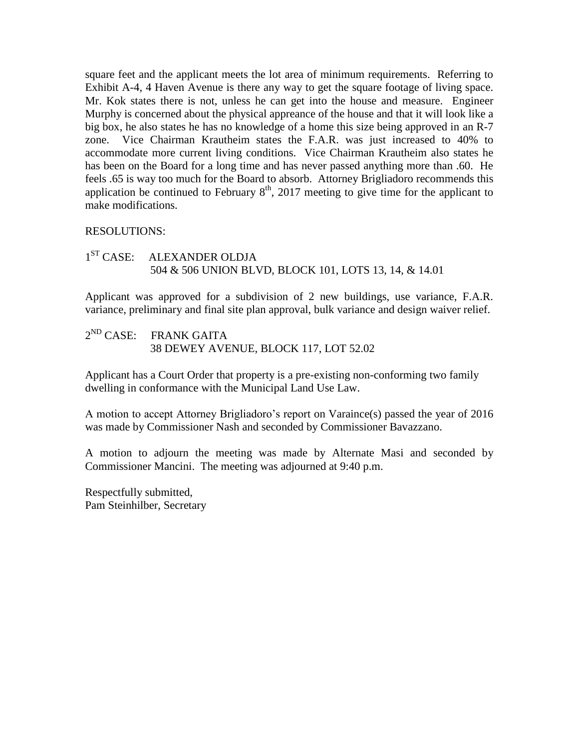square feet and the applicant meets the lot area of minimum requirements. Referring to Exhibit A-4, 4 Haven Avenue is there any way to get the square footage of living space. Mr. Kok states there is not, unless he can get into the house and measure. Engineer Murphy is concerned about the physical appreance of the house and that it will look like a big box, he also states he has no knowledge of a home this size being approved in an R-7 zone. Vice Chairman Krautheim states the F.A.R. was just increased to 40% to accommodate more current living conditions. Vice Chairman Krautheim also states he has been on the Board for a long time and has never passed anything more than .60. He feels .65 is way too much for the Board to absorb. Attorney Brigliadoro recommends this application be continued to February 8th, 2017 meeting to give time for the applicant to make modifications.

RESOLUTIONS:

1ST CASE: ALEXANDER OLDJA
504 & 506 UNION BLVD, BLOCK 101, LOTS 13, 14, & 14.01

Applicant was approved for a subdivision of 2 new buildings, use variance, F.A.R. variance, preliminary and final site plan approval, bulk variance and design waiver relief.

2ND CASE: FRANK GAITA
38 DEWEY AVENUE, BLOCK 117, LOT 52.02

Applicant has a Court Order that property is a pre-existing non-conforming two family dwelling in conformance with the Municipal Land Use Law.

A motion to accept Attorney Brigliadoro's report on Varaince(s) passed the year of 2016 was made by Commissioner Nash and seconded by Commissioner Bavazzano.

A motion to adjourn the meeting was made by Alternate Masi and seconded by Commissioner Mancini. The meeting was adjourned at 9:40 p.m.

Respectfully submitted,
Pam Steinhilber, Secretary